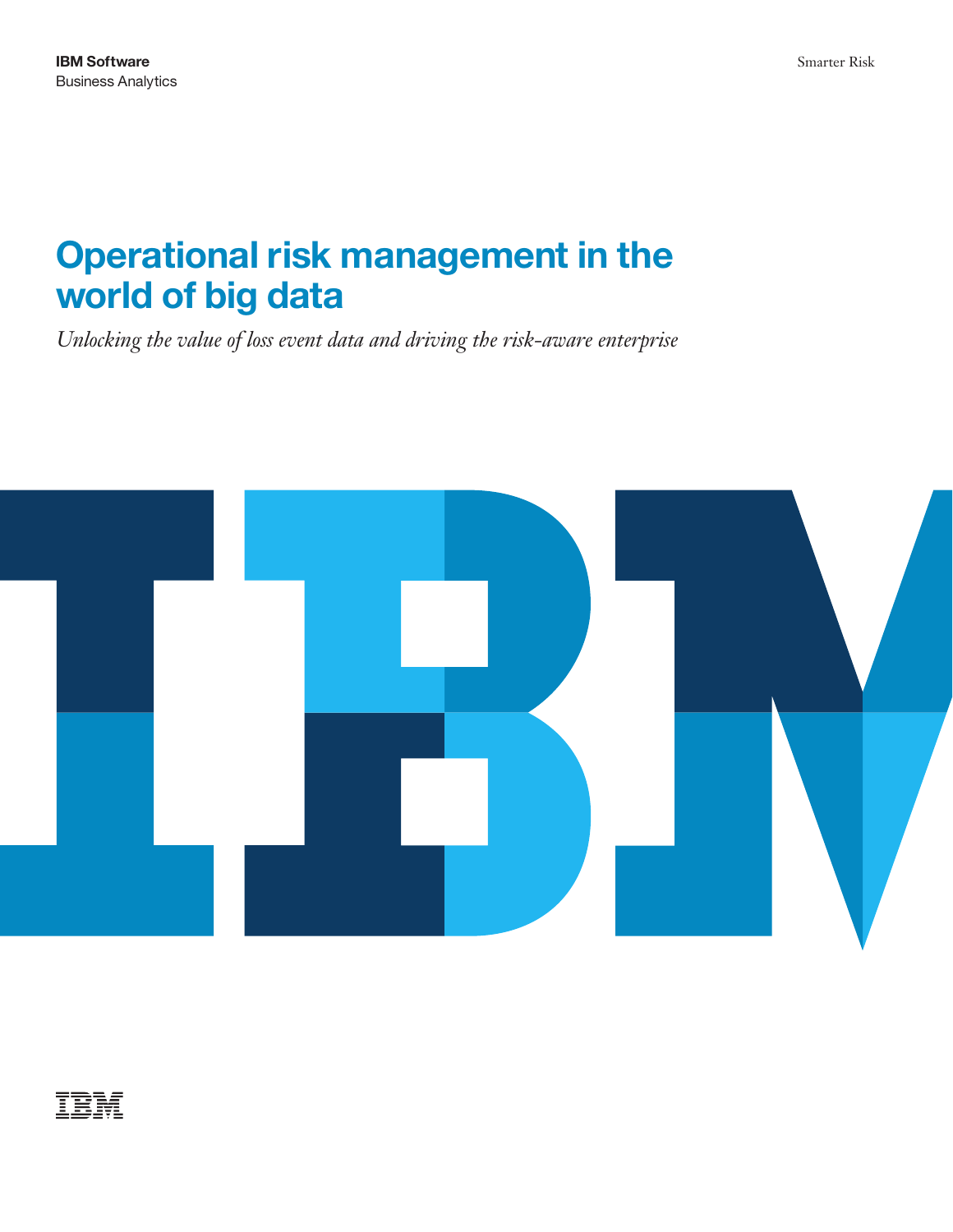**IBM Software**
Business Analytics

Smarter Risk

# Operational risk management in the world of big data

*Unlocking the value of loss event data and driving the risk-aware enterprise*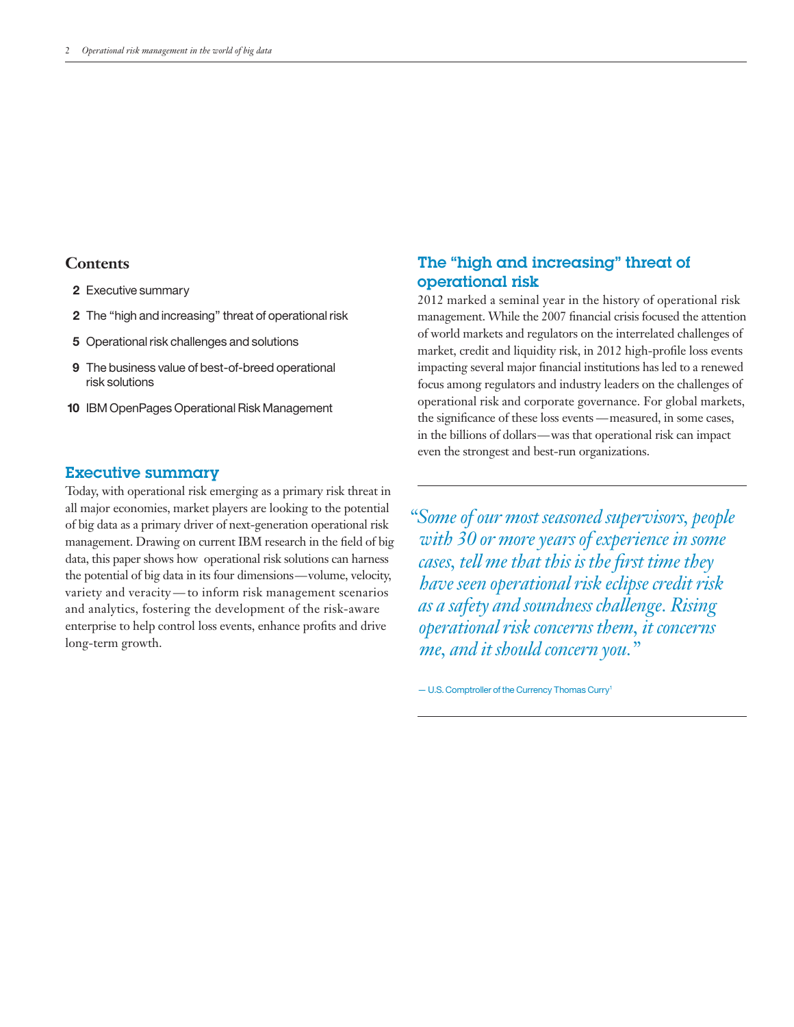## Contents

**2** Executive summary

**2** The "high and increasing" threat of operational risk

**5** Operational risk challenges and solutions

**9** The business value of best-of-breed operational risk solutions

**10** IBM OpenPages Operational Risk Management

## Executive summary

Today, with operational risk emerging as a primary risk threat in all major economies, market players are looking to the potential of big data as a primary driver of next-generation operational risk management. Drawing on current IBM research in the field of big data, this paper shows how operational risk solutions can harness the potential of big data in its four dimensions—volume, velocity, variety and veracity—to inform risk management scenarios and analytics, fostering the development of the risk-aware enterprise to help control loss events, enhance profits and drive long-term growth.

## The "high and increasing" threat of operational risk

2012 marked a seminal year in the history of operational risk management. While the 2007 financial crisis focused the attention of world markets and regulators on the interrelated challenges of market, credit and liquidity risk, in 2012 high-profile loss events impacting several major financial institutions has led to a renewed focus among regulators and industry leaders on the challenges of operational risk and corporate governance. For global markets, the significance of these loss events—measured, in some cases, in the billions of dollars—was that operational risk can impact even the strongest and best-run organizations.

> *"Some of our most seasoned supervisors, people with 30 or more years of experience in some cases, tell me that this is the first time they have seen operational risk eclipse credit risk as a safety and soundness challenge. Rising operational risk concerns them, it concerns me, and it should concern you."*
>
> — U.S. Comptroller of the Currency Thomas Curry[1]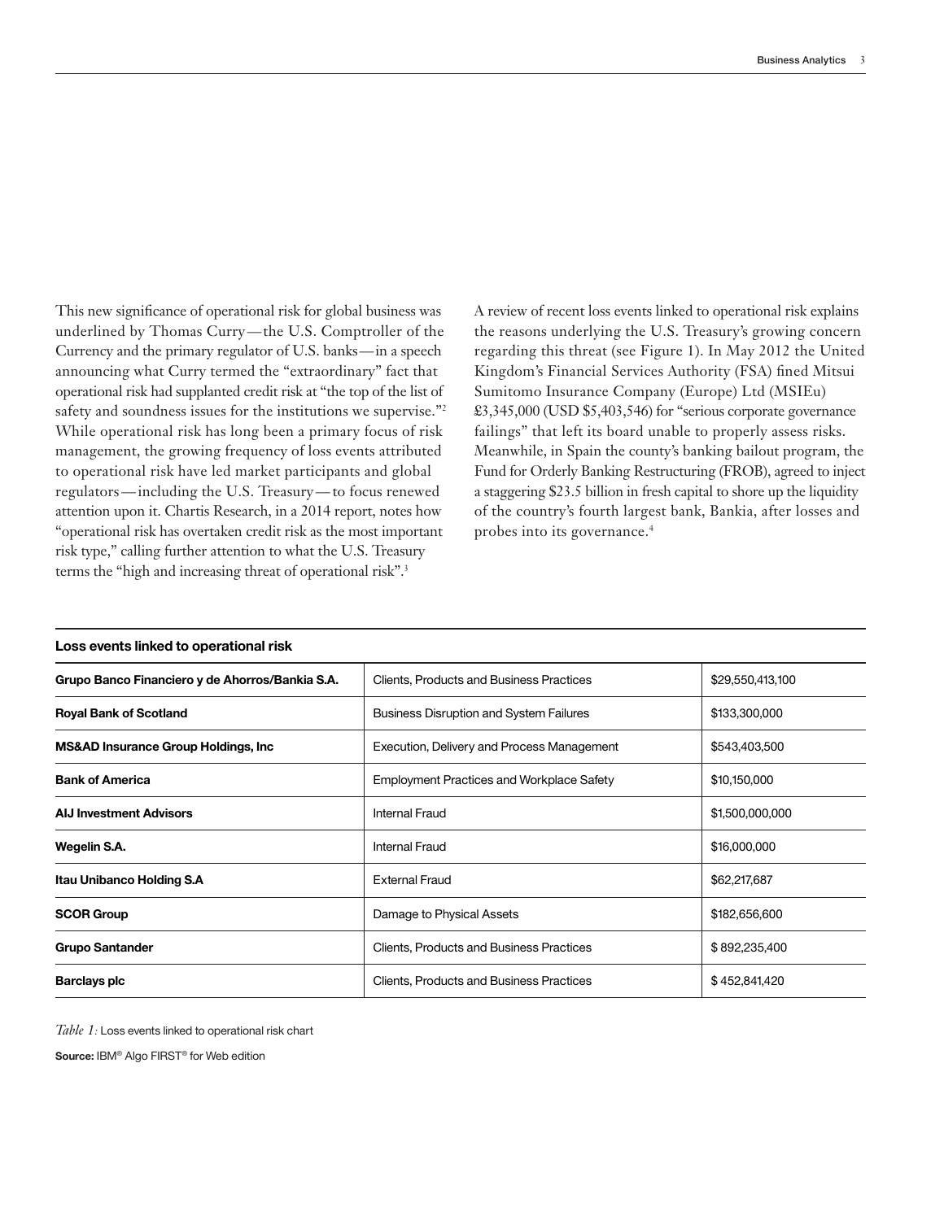This new significance of operational risk for global business was underlined by Thomas Curry—the U.S. Comptroller of the Currency and the primary regulator of U.S. banks—in a speech announcing what Curry termed the "extraordinary" fact that operational risk had supplanted credit risk at "the top of the list of safety and soundness issues for the institutions we supervise."[2] While operational risk has long been a primary focus of risk management, the growing frequency of loss events attributed to operational risk have led market participants and global regulators—including the U.S. Treasury—to focus renewed attention upon it. Chartis Research, in a 2014 report, notes how "operational risk has overtaken credit risk as the most important risk type," calling further attention to what the U.S. Treasury terms the "high and increasing threat of operational risk".[3]

A review of recent loss events linked to operational risk explains the reasons underlying the U.S. Treasury's growing concern regarding this threat (see Figure 1). In May 2012 the United Kingdom's Financial Services Authority (FSA) fined Mitsui Sumitomo Insurance Company (Europe) Ltd (MSIEu) £3,345,000 (USD $5,403,546) for "serious corporate governance failings" that left its board unable to properly assess risks. Meanwhile, in Spain the county's banking bailout program, the Fund for Orderly Banking Restructuring (FROB), agreed to inject a staggering $23.5 billion in fresh capital to shore up the liquidity of the country's fourth largest bank, Bankia, after losses and probes into its governance.[4]

**Loss events linked to operational risk**

| | | |
|---|---|---|
| **Grupo Banco Financiero y de Ahorros/Bankia S.A.** | Clients, Products and Business Practices | $29,550,413,100 |
| **Royal Bank of Scotland** | Business Disruption and System Failures | $133,300,000 |
| **MS&AD Insurance Group Holdings, Inc** | Execution, Delivery and Process Management | $543,403,500 |
| **Bank of America** | Employment Practices and Workplace Safety | $10,150,000 |
| **AIJ Investment Advisors** | Internal Fraud | $1,500,000,000 |
| **Wegelin S.A.** | Internal Fraud | $16,000,000 |
| **Itau Unibanco Holding S.A** | External Fraud | $62,217,687 |
| **SCOR Group** | Damage to Physical Assets | $182,656,600 |
| **Grupo Santander** | Clients, Products and Business Practices | $ 892,235,400 |
| **Barclays plc** | Clients, Products and Business Practices | $ 452,841,420 |

*Table 1:* Loss events linked to operational risk chart

**Source:** IBM® Algo FIRST® for Web edition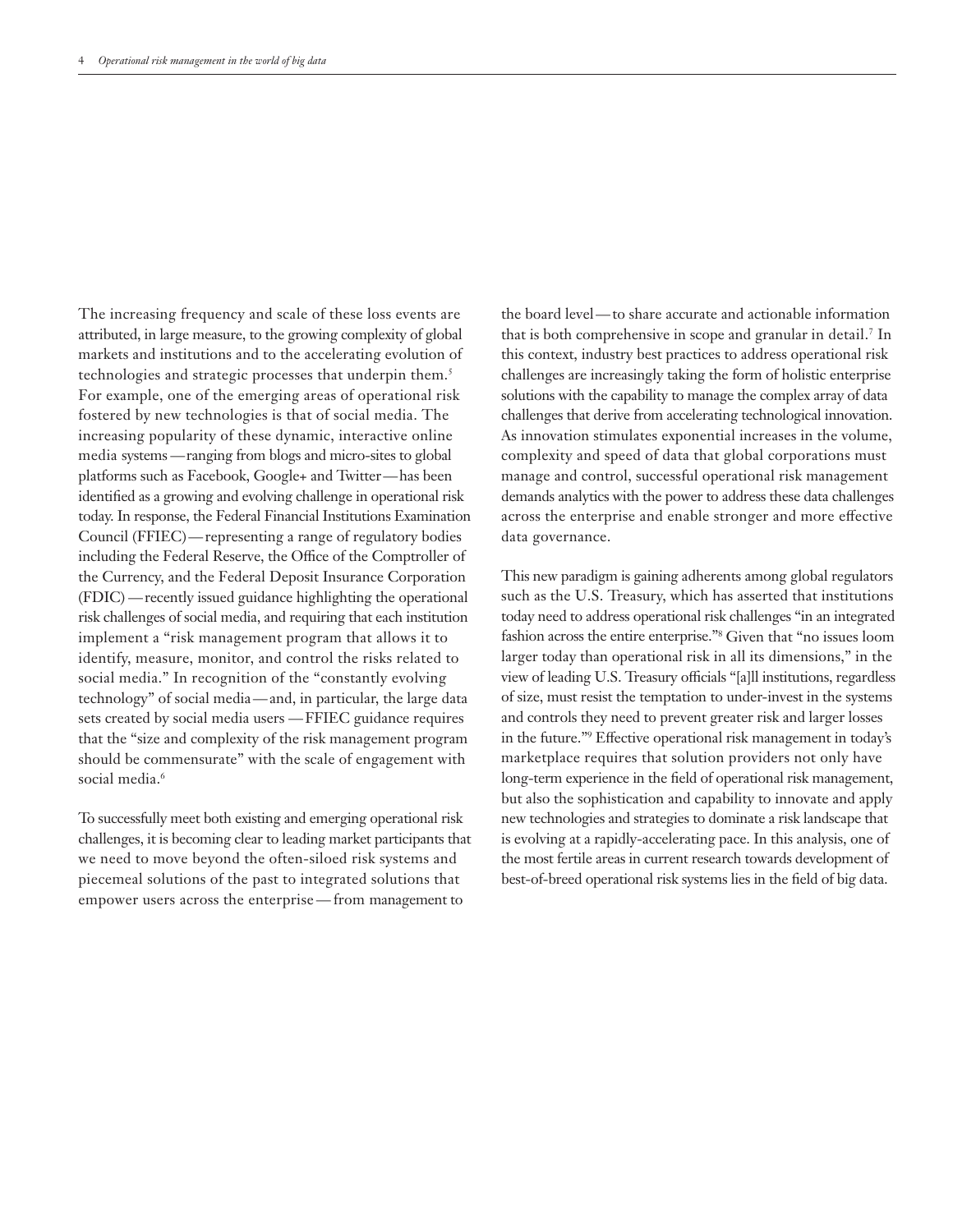The increasing frequency and scale of these loss events are attributed, in large measure, to the growing complexity of global markets and institutions and to the accelerating evolution of technologies and strategic processes that underpin them.[5] For example, one of the emerging areas of operational risk fostered by new technologies is that of social media. The increasing popularity of these dynamic, interactive online media systems — ranging from blogs and micro-sites to global platforms such as Facebook, Google+ and Twitter — has been identified as a growing and evolving challenge in operational risk today. In response, the Federal Financial Institutions Examination Council (FFIEC) — representing a range of regulatory bodies including the Federal Reserve, the Office of the Comptroller of the Currency, and the Federal Deposit Insurance Corporation (FDIC) — recently issued guidance highlighting the operational risk challenges of social media, and requiring that each institution implement a "risk management program that allows it to identify, measure, monitor, and control the risks related to social media." In recognition of the "constantly evolving technology" of social media — and, in particular, the large data sets created by social media users — FFIEC guidance requires that the "size and complexity of the risk management program should be commensurate" with the scale of engagement with social media.[6]

To successfully meet both existing and emerging operational risk challenges, it is becoming clear to leading market participants that we need to move beyond the often-siloed risk systems and piecemeal solutions of the past to integrated solutions that empower users across the enterprise — from management to the board level — to share accurate and actionable information that is both comprehensive in scope and granular in detail.[7] In this context, industry best practices to address operational risk challenges are increasingly taking the form of holistic enterprise solutions with the capability to manage the complex array of data challenges that derive from accelerating technological innovation. As innovation stimulates exponential increases in the volume, complexity and speed of data that global corporations must manage and control, successful operational risk management demands analytics with the power to address these data challenges across the enterprise and enable stronger and more effective data governance.

This new paradigm is gaining adherents among global regulators such as the U.S. Treasury, which has asserted that institutions today need to address operational risk challenges "in an integrated fashion across the entire enterprise."[8] Given that "no issues loom larger today than operational risk in all its dimensions," in the view of leading U.S. Treasury officials "[a]ll institutions, regardless of size, must resist the temptation to under-invest in the systems and controls they need to prevent greater risk and larger losses in the future."[9] Effective operational risk management in today's marketplace requires that solution providers not only have long-term experience in the field of operational risk management, but also the sophistication and capability to innovate and apply new technologies and strategies to dominate a risk landscape that is evolving at a rapidly-accelerating pace. In this analysis, one of the most fertile areas in current research towards development of best-of-breed operational risk systems lies in the field of big data.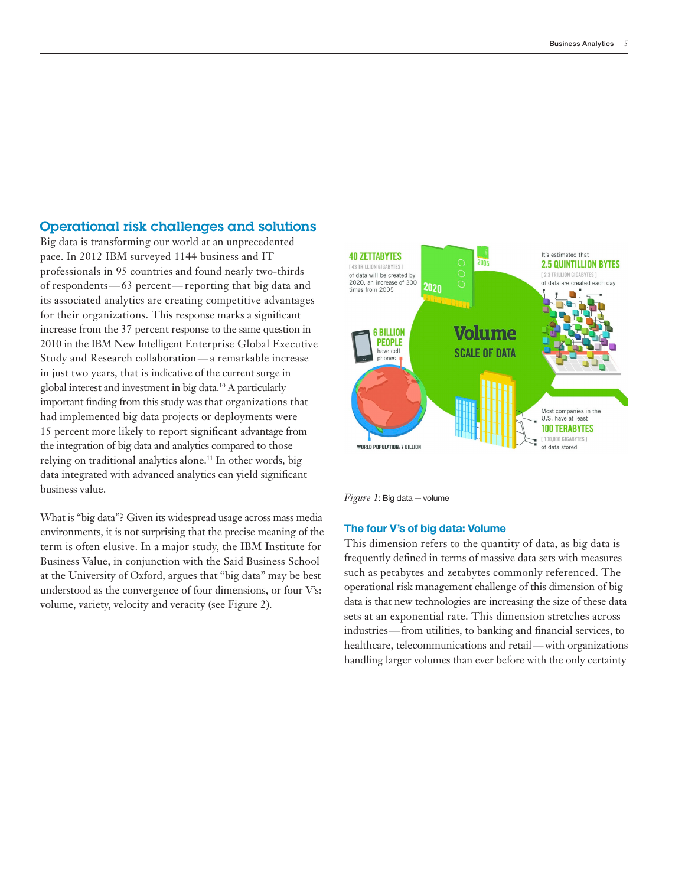## Operational risk challenges and solutions

Big data is transforming our world at an unprecedented pace. In 2012 IBM surveyed 1144 business and IT professionals in 95 countries and found nearly two-thirds of respondents—63 percent—reporting that big data and its associated analytics are creating competitive advantages for their organizations. This response marks a significant increase from the 37 percent response to the same question in 2010 in the IBM New Intelligent Enterprise Global Executive Study and Research collaboration—a remarkable increase in just two years, that is indicative of the current surge in global interest and investment in big data.[10] A particularly important finding from this study was that organizations that had implemented big data projects or deployments were 15 percent more likely to report significant advantage from the integration of big data and analytics compared to those relying on traditional analytics alone.[11] In other words, big data integrated with advanced analytics can yield significant business value.

What is "big data"? Given its widespread usage across mass media environments, it is not surprising that the precise meaning of the term is often elusive. In a major study, the IBM Institute for Business Value, in conjunction with the Said Business School at the University of Oxford, argues that "big data" may be best understood as the convergence of four dimensions, or four V's: volume, variety, velocity and veracity (see Figure 2).

*Figure 1*: Big data—volume

### The four V's of big data: Volume

This dimension refers to the quantity of data, as big data is frequently defined in terms of massive data sets with measures such as petabytes and zetabytes commonly referenced. The operational risk management challenge of this dimension of big data is that new technologies are increasing the size of these data sets at an exponential rate. This dimension stretches across industries—from utilities, to banking and financial services, to healthcare, telecommunications and retail—with organizations handling larger volumes than ever before with the only certainty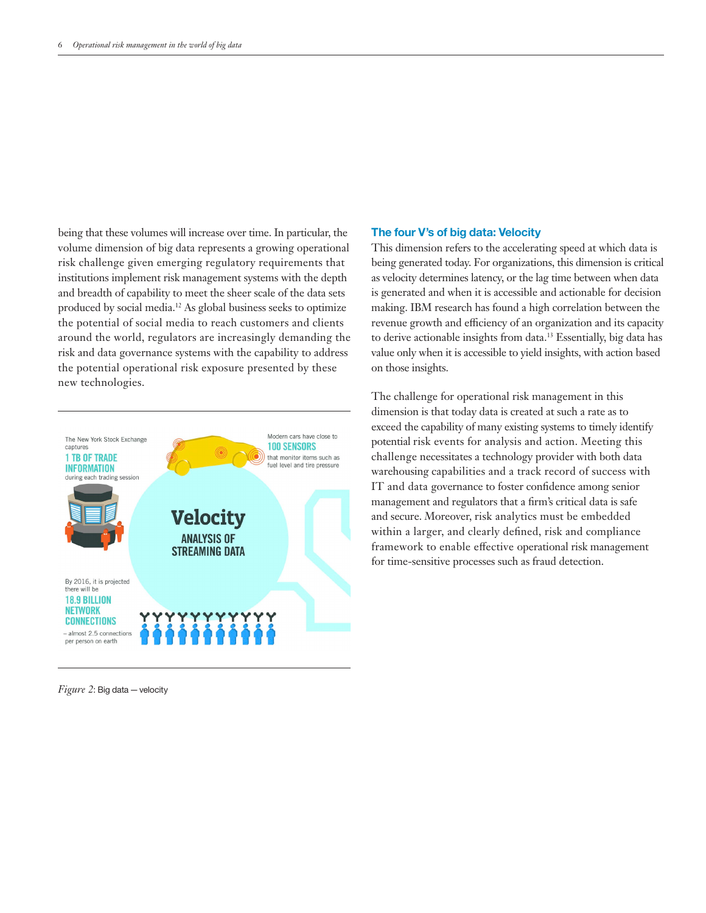being that these volumes will increase over time. In particular, the volume dimension of big data represents a growing operational risk challenge given emerging regulatory requirements that institutions implement risk management systems with the depth and breadth of capability to meet the sheer scale of the data sets produced by social media.[12] As global business seeks to optimize the potential of social media to reach customers and clients around the world, regulators are increasingly demanding the risk and data governance systems with the capability to address the potential operational risk exposure presented by these new technologies.

The New York Stock Exchange captures **1 TB OF TRADE INFORMATION** during each trading session

Modern cars have close to **100 SENSORS** that monitor items such as fuel level and tire pressure

**Velocity**
**ANALYSIS OF STREAMING DATA**

By 2016, it is projected there will be **18.9 BILLION NETWORK CONNECTIONS** – almost 2.5 connections per person on earth

*Figure 2*: Big data — velocity

## The four V's of big data: Velocity

This dimension refers to the accelerating speed at which data is being generated today. For organizations, this dimension is critical as velocity determines latency, or the lag time between when data is generated and when it is accessible and actionable for decision making. IBM research has found a high correlation between the revenue growth and efficiency of an organization and its capacity to derive actionable insights from data.[13] Essentially, big data has value only when it is accessible to yield insights, with action based on those insights.

The challenge for operational risk management in this dimension is that today data is created at such a rate as to exceed the capability of many existing systems to timely identify potential risk events for analysis and action. Meeting this challenge necessitates a technology provider with both data warehousing capabilities and a track record of success with IT and data governance to foster confidence among senior management and regulators that a firm's critical data is safe and secure. Moreover, risk analytics must be embedded within a larger, and clearly defined, risk and compliance framework to enable effective operational risk management for time-sensitive processes such as fraud detection.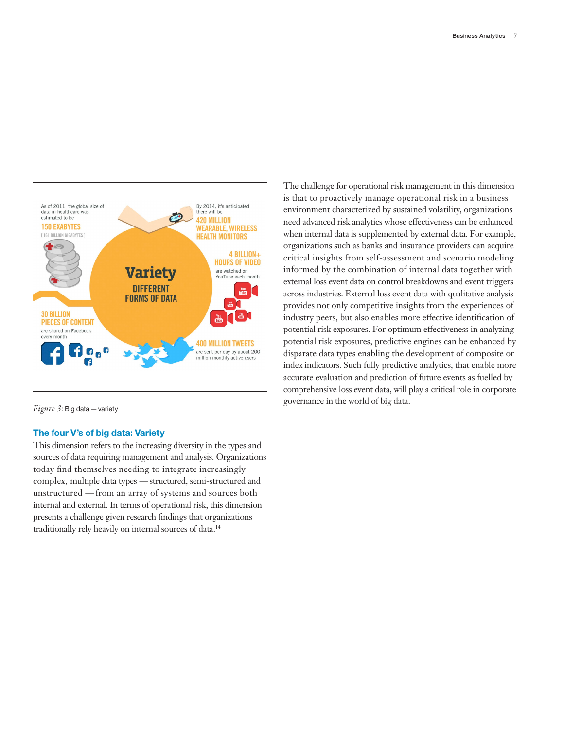*Figure 3*: Big data — variety

### The four V's of big data: Variety

This dimension refers to the increasing diversity in the types and sources of data requiring management and analysis. Organizations today find themselves needing to integrate increasingly complex, multiple data types — structured, semi-structured and unstructured — from an array of systems and sources both internal and external. In terms of operational risk, this dimension presents a challenge given research findings that organizations traditionally rely heavily on internal sources of data.[14]

The challenge for operational risk management in this dimension is that to proactively manage operational risk in a business environment characterized by sustained volatility, organizations need advanced risk analytics whose effectiveness can be enhanced when internal data is supplemented by external data. For example, organizations such as banks and insurance providers can acquire critical insights from self-assessment and scenario modeling informed by the combination of internal data together with external loss event data on control breakdowns and event triggers across industries. External loss event data with qualitative analysis provides not only competitive insights from the experiences of industry peers, but also enables more effective identification of potential risk exposures. For optimum effectiveness in analyzing potential risk exposures, predictive engines can be enhanced by disparate data types enabling the development of composite or index indicators. Such fully predictive analytics, that enable more accurate evaluation and prediction of future events as fuelled by comprehensive loss event data, will play a critical role in corporate governance in the world of big data.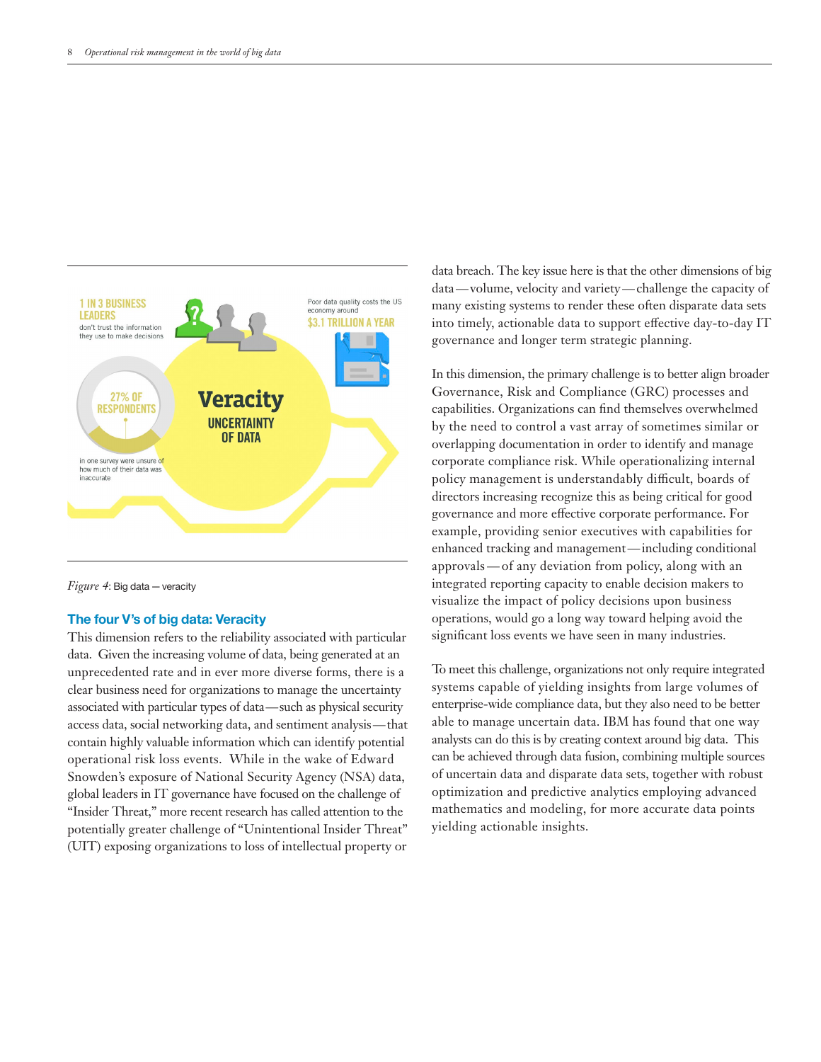*Figure 4*: Big data — veracity

### The four V's of big data: Veracity

This dimension refers to the reliability associated with particular data. Given the increasing volume of data, being generated at an unprecedented rate and in ever more diverse forms, there is a clear business need for organizations to manage the uncertainty associated with particular types of data — such as physical security access data, social networking data, and sentiment analysis — that contain highly valuable information which can identify potential operational risk loss events. While in the wake of Edward Snowden's exposure of National Security Agency (NSA) data, global leaders in IT governance have focused on the challenge of "Insider Threat," more recent research has called attention to the potentially greater challenge of "Unintentional Insider Threat" (UIT) exposing organizations to loss of intellectual property or data breach. The key issue here is that the other dimensions of big data — volume, velocity and variety — challenge the capacity of many existing systems to render these often disparate data sets into timely, actionable data to support effective day-to-day IT governance and longer term strategic planning.

In this dimension, the primary challenge is to better align broader Governance, Risk and Compliance (GRC) processes and capabilities. Organizations can find themselves overwhelmed by the need to control a vast array of sometimes similar or overlapping documentation in order to identify and manage corporate compliance risk. While operationalizing internal policy management is understandably difficult, boards of directors increasing recognize this as being critical for good governance and more effective corporate performance. For example, providing senior executives with capabilities for enhanced tracking and management — including conditional approvals — of any deviation from policy, along with an integrated reporting capacity to enable decision makers to visualize the impact of policy decisions upon business operations, would go a long way toward helping avoid the significant loss events we have seen in many industries.

To meet this challenge, organizations not only require integrated systems capable of yielding insights from large volumes of enterprise-wide compliance data, but they also need to be better able to manage uncertain data. IBM has found that one way analysts can do this is by creating context around big data. This can be achieved through data fusion, combining multiple sources of uncertain data and disparate data sets, together with robust optimization and predictive analytics employing advanced mathematics and modeling, for more accurate data points yielding actionable insights.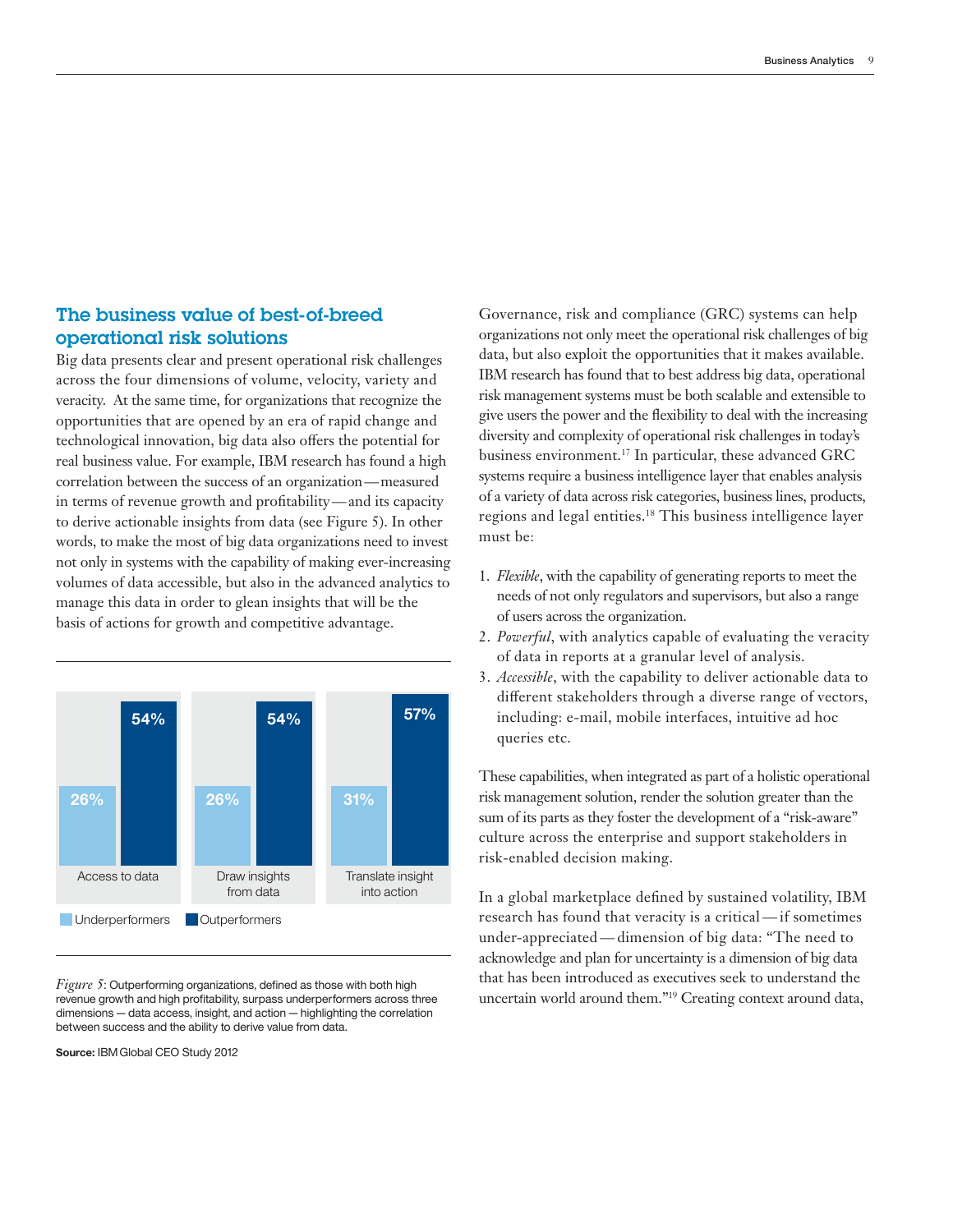## The business value of best-of-breed operational risk solutions

Big data presents clear and present operational risk challenges across the four dimensions of volume, velocity, variety and veracity. At the same time, for organizations that recognize the opportunities that are opened by an era of rapid change and technological innovation, big data also offers the potential for real business value. For example, IBM research has found a high correlation between the success of an organization—measured in terms of revenue growth and profitability—and its capacity to derive actionable insights from data (see Figure 5). In other words, to make the most of big data organizations need to invest not only in systems with the capability of making ever-increasing volumes of data accessible, but also in the advanced analytics to manage this data in order to glean insights that will be the basis of actions for growth and competitive advantage.

| | Underperformers | Outperformers |
|---|---|---|
| Access to data | 26% | 54% |
| Draw insights from data | 26% | 54% |
| Translate insight into action | 31% | 57% |

*Figure 5*: Outperforming organizations, defined as those with both high revenue growth and high profitability, surpass underperformers across three dimensions — data access, insight, and action — highlighting the correlation between success and the ability to derive value from data.

**Source:** IBM Global CEO Study 2012

Governance, risk and compliance (GRC) systems can help organizations not only meet the operational risk challenges of big data, but also exploit the opportunities that it makes available. IBM research has found that to best address big data, operational risk management systems must be both scalable and extensible to give users the power and the flexibility to deal with the increasing diversity and complexity of operational risk challenges in today's business environment.[17] In particular, these advanced GRC systems require a business intelligence layer that enables analysis of a variety of data across risk categories, business lines, products, regions and legal entities.[18] This business intelligence layer must be:

1. *Flexible*, with the capability of generating reports to meet the needs of not only regulators and supervisors, but also a range of users across the organization.
2. *Powerful*, with analytics capable of evaluating the veracity of data in reports at a granular level of analysis.
3. *Accessible*, with the capability to deliver actionable data to different stakeholders through a diverse range of vectors, including: e-mail, mobile interfaces, intuitive ad hoc queries etc.

These capabilities, when integrated as part of a holistic operational risk management solution, render the solution greater than the sum of its parts as they foster the development of a "risk-aware" culture across the enterprise and support stakeholders in risk-enabled decision making.

In a global marketplace defined by sustained volatility, IBM research has found that veracity is a critical—if sometimes under-appreciated—dimension of big data: "The need to acknowledge and plan for uncertainty is a dimension of big data that has been introduced as executives seek to understand the uncertain world around them."[19] Creating context around data,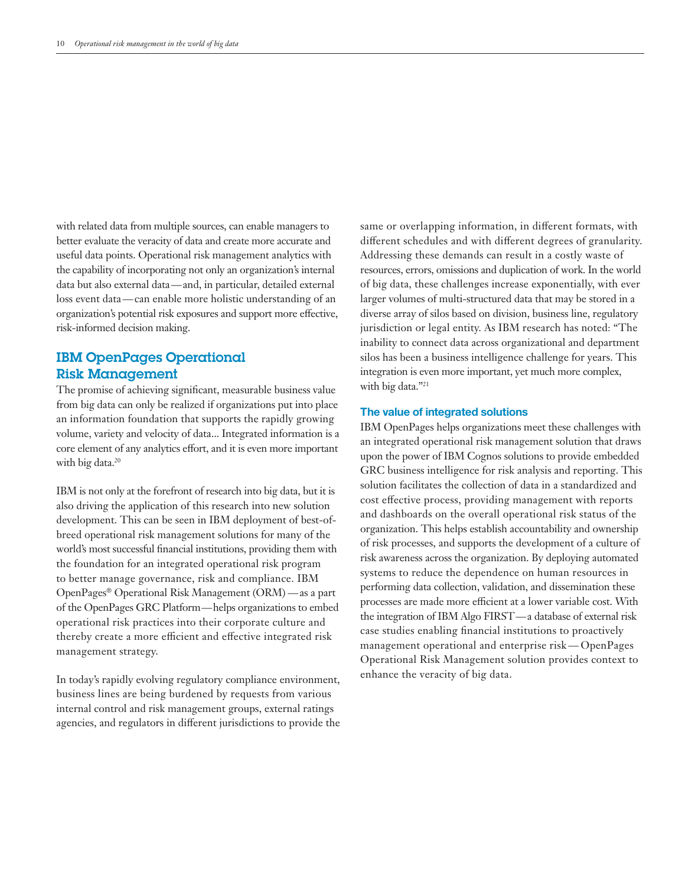with related data from multiple sources, can enable managers to better evaluate the veracity of data and create more accurate and useful data points. Operational risk management analytics with the capability of incorporating not only an organization's internal data but also external data—and, in particular, detailed external loss event data—can enable more holistic understanding of an organization's potential risk exposures and support more effective, risk-informed decision making.

## IBM OpenPages Operational Risk Management

The promise of achieving significant, measurable business value from big data can only be realized if organizations put into place an information foundation that supports the rapidly growing volume, variety and velocity of data... Integrated information is a core element of any analytics effort, and it is even more important with big data.[20]

IBM is not only at the forefront of research into big data, but it is also driving the application of this research into new solution development. This can be seen in IBM deployment of best-of-breed operational risk management solutions for many of the world's most successful financial institutions, providing them with the foundation for an integrated operational risk program to better manage governance, risk and compliance. IBM OpenPages® Operational Risk Management (ORM)—as a part of the OpenPages GRC Platform—helps organizations to embed operational risk practices into their corporate culture and thereby create a more efficient and effective integrated risk management strategy.

In today's rapidly evolving regulatory compliance environment, business lines are being burdened by requests from various internal control and risk management groups, external ratings agencies, and regulators in different jurisdictions to provide the same or overlapping information, in different formats, with different schedules and with different degrees of granularity. Addressing these demands can result in a costly waste of resources, errors, omissions and duplication of work. In the world of big data, these challenges increase exponentially, with ever larger volumes of multi-structured data that may be stored in a diverse array of silos based on division, business line, regulatory jurisdiction or legal entity. As IBM research has noted: "The inability to connect data across organizational and department silos has been a business intelligence challenge for years. This integration is even more important, yet much more complex, with big data."[21]

### The value of integrated solutions

IBM OpenPages helps organizations meet these challenges with an integrated operational risk management solution that draws upon the power of IBM Cognos solutions to provide embedded GRC business intelligence for risk analysis and reporting. This solution facilitates the collection of data in a standardized and cost effective process, providing management with reports and dashboards on the overall operational risk status of the organization. This helps establish accountability and ownership of risk processes, and supports the development of a culture of risk awareness across the organization. By deploying automated systems to reduce the dependence on human resources in performing data collection, validation, and dissemination these processes are made more efficient at a lower variable cost. With the integration of IBM Algo FIRST—a database of external risk case studies enabling financial institutions to proactively management operational and enterprise risk—OpenPages Operational Risk Management solution provides context to enhance the veracity of big data.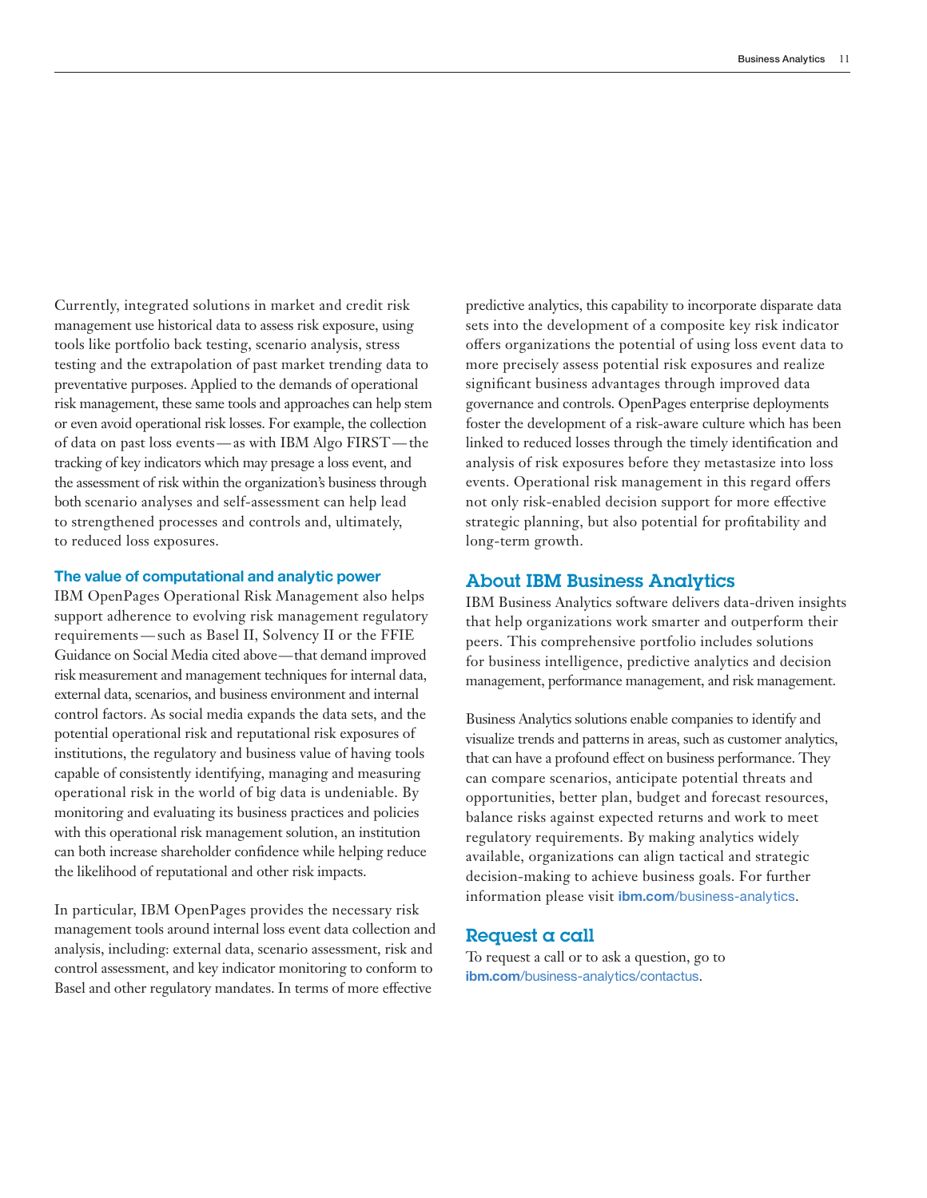Currently, integrated solutions in market and credit risk management use historical data to assess risk exposure, using tools like portfolio back testing, scenario analysis, stress testing and the extrapolation of past market trending data to preventative purposes. Applied to the demands of operational risk management, these same tools and approaches can help stem or even avoid operational risk losses. For example, the collection of data on past loss events — as with IBM Algo FIRST — the tracking of key indicators which may presage a loss event, and the assessment of risk within the organization's business through both scenario analyses and self-assessment can help lead to strengthened processes and controls and, ultimately, to reduced loss exposures.

### The value of computational and analytic power

IBM OpenPages Operational Risk Management also helps support adherence to evolving risk management regulatory requirements — such as Basel II, Solvency II or the FFIE Guidance on Social Media cited above — that demand improved risk measurement and management techniques for internal data, external data, scenarios, and business environment and internal control factors. As social media expands the data sets, and the potential operational risk and reputational risk exposures of institutions, the regulatory and business value of having tools capable of consistently identifying, managing and measuring operational risk in the world of big data is undeniable. By monitoring and evaluating its business practices and policies with this operational risk management solution, an institution can both increase shareholder confidence while helping reduce the likelihood of reputational and other risk impacts.

In particular, IBM OpenPages provides the necessary risk management tools around internal loss event data collection and analysis, including: external data, scenario assessment, risk and control assessment, and key indicator monitoring to conform to Basel and other regulatory mandates. In terms of more effective predictive analytics, this capability to incorporate disparate data sets into the development of a composite key risk indicator offers organizations the potential of using loss event data to more precisely assess potential risk exposures and realize significant business advantages through improved data governance and controls. OpenPages enterprise deployments foster the development of a risk-aware culture which has been linked to reduced losses through the timely identification and analysis of risk exposures before they metastasize into loss events. Operational risk management in this regard offers not only risk-enabled decision support for more effective strategic planning, but also potential for profitability and long-term growth.

## About IBM Business Analytics

IBM Business Analytics software delivers data-driven insights that help organizations work smarter and outperform their peers. This comprehensive portfolio includes solutions for business intelligence, predictive analytics and decision management, performance management, and risk management.

Business Analytics solutions enable companies to identify and visualize trends and patterns in areas, such as customer analytics, that can have a profound effect on business performance. They can compare scenarios, anticipate potential threats and opportunities, better plan, budget and forecast resources, balance risks against expected returns and work to meet regulatory requirements. By making analytics widely available, organizations can align tactical and strategic decision-making to achieve business goals. For further information please visit **ibm.com**/business-analytics.

## Request a call

To request a call or to ask a question, go to **ibm.com**/business-analytics/contactus.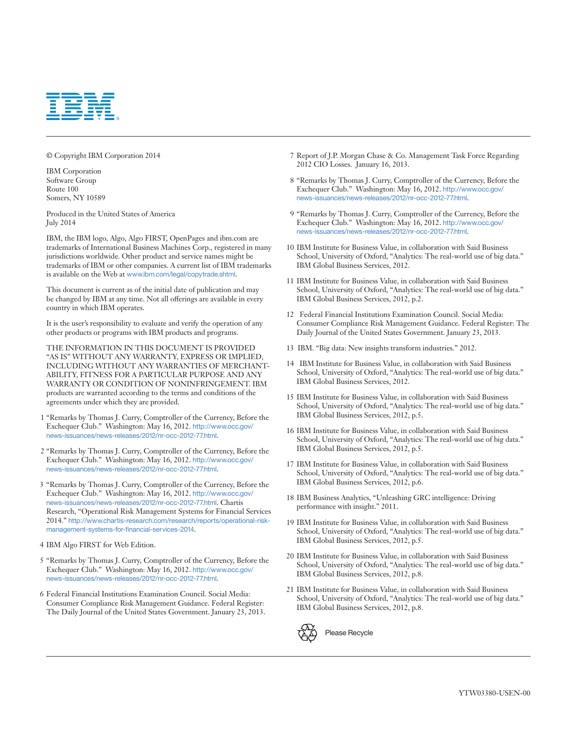© Copyright IBM Corporation 2014

IBM Corporation
Software Group
Route 100
Somers, NY 10589

Produced in the United States of America
July 2014

IBM, the IBM logo, Algo, Algo FIRST, OpenPages and ibm.com are trademarks of International Business Machines Corp., registered in many jurisdictions worldwide. Other product and service names might be trademarks of IBM or other companies. A current list of IBM trademarks is available on the Web at www.ibm.com/legal/copytrade.shtml.

This document is current as of the initial date of publication and may be changed by IBM at any time. Not all offerings are available in every country in which IBM operates.

It is the user's responsibility to evaluate and verify the operation of any other products or programs with IBM products and programs.

THE INFORMATION IN THIS DOCUMENT IS PROVIDED "AS IS" WITHOUT ANY WARRANTY, EXPRESS OR IMPLIED, INCLUDING WITHOUT ANY WARRANTIES OF MERCHANTABILITY, FITNESS FOR A PARTICULAR PURPOSE AND ANY WARRANTY OR CONDITION OF NONINFRINGEMENT. IBM products are warranted according to the terms and conditions of the agreements under which they are provided.

1 "Remarks by Thomas J. Curry, Comptroller of the Currency, Before the Exchequer Club." Washington: May 16, 2012. http://www.occ.gov/news-issuances/news-releases/2012/nr-occ-2012-77.html.

2 "Remarks by Thomas J. Curry, Comptroller of the Currency, Before the Exchequer Club." Washington: May 16, 2012. http://www.occ.gov/news-issuances/news-releases/2012/nr-occ-2012-77.html.

3 "Remarks by Thomas J. Curry, Comptroller of the Currency, Before the Exchequer Club." Washington: May 16, 2012. http://www.occ.gov/news-issuances/news-releases/2012/nr-occ-2012-77.html. Chartis Research, "Operational Risk Management Systems for Financial Services 2014." http://www.chartis-research.com/research/reports/operational-risk-management-systems-for-financial-services-2014.

4 IBM Algo FIRST for Web Edition.

5 "Remarks by Thomas J. Curry, Comptroller of the Currency, Before the Exchequer Club." Washington: May 16, 2012. http://www.occ.gov/news-issuances/news-releases/2012/nr-occ-2012-77.html.

6 Federal Financial Institutions Examination Council. Social Media: Consumer Compliance Risk Management Guidance. Federal Register: The Daily Journal of the United States Government. January 23, 2013.

7 Report of J.P. Morgan Chase & Co. Management Task Force Regarding 2012 CIO Losses. January 16, 2013.

8 "Remarks by Thomas J. Curry, Comptroller of the Currency, Before the Exchequer Club." Washington: May 16, 2012. http://www.occ.gov/news-issuances/news-releases/2012/nr-occ-2012-77.html.

9 "Remarks by Thomas J. Curry, Comptroller of the Currency, Before the Exchequer Club." Washington: May 16, 2012. http://www.occ.gov/news-issuances/news-releases/2012/nr-occ-2012-77.html.

10 IBM Institute for Business Value, in collaboration with Said Business School, University of Oxford, "Analytics: The real-world use of big data." IBM Global Business Services, 2012.

11 IBM Institute for Business Value, in collaboration with Said Business School, University of Oxford, "Analytics: The real-world use of big data." IBM Global Business Services, 2012, p.2.

12 Federal Financial Institutions Examination Council. Social Media: Consumer Compliance Risk Management Guidance. Federal Register: The Daily Journal of the United States Government. January 23, 2013.

13 IBM. "Big data: New insights transform industries." 2012.

14 IBM Institute for Business Value, in collaboration with Said Business School, University of Oxford, "Analytics: The real-world use of big data." IBM Global Business Services, 2012.

15 IBM Institute for Business Value, in collaboration with Said Business School, University of Oxford, "Analytics: The real-world use of big data." IBM Global Business Services, 2012, p.5.

16 IBM Institute for Business Value, in collaboration with Said Business School, University of Oxford, "Analytics: The real-world use of big data." IBM Global Business Services, 2012, p.5.

17 IBM Institute for Business Value, in collaboration with Said Business School, University of Oxford, "Analytics: The real-world use of big data." IBM Global Business Services, 2012, p.6.

18 IBM Business Analytics, "Unleashing GRC intelligence: Driving performance with insight." 2011.

19 IBM Institute for Business Value, in collaboration with Said Business School, University of Oxford, "Analytics: The real-world use of big data." IBM Global Business Services, 2012, p.5.

20 IBM Institute for Business Value, in collaboration with Said Business School, University of Oxford, "Analytics: The real-world use of big data." IBM Global Business Services, 2012, p.8.

21 IBM Institute for Business Value, in collaboration with Said Business School, University of Oxford, "Analytics: The real-world use of big data." IBM Global Business Services, 2012, p.8.

Please Recycle

YTW03380-USEN-00